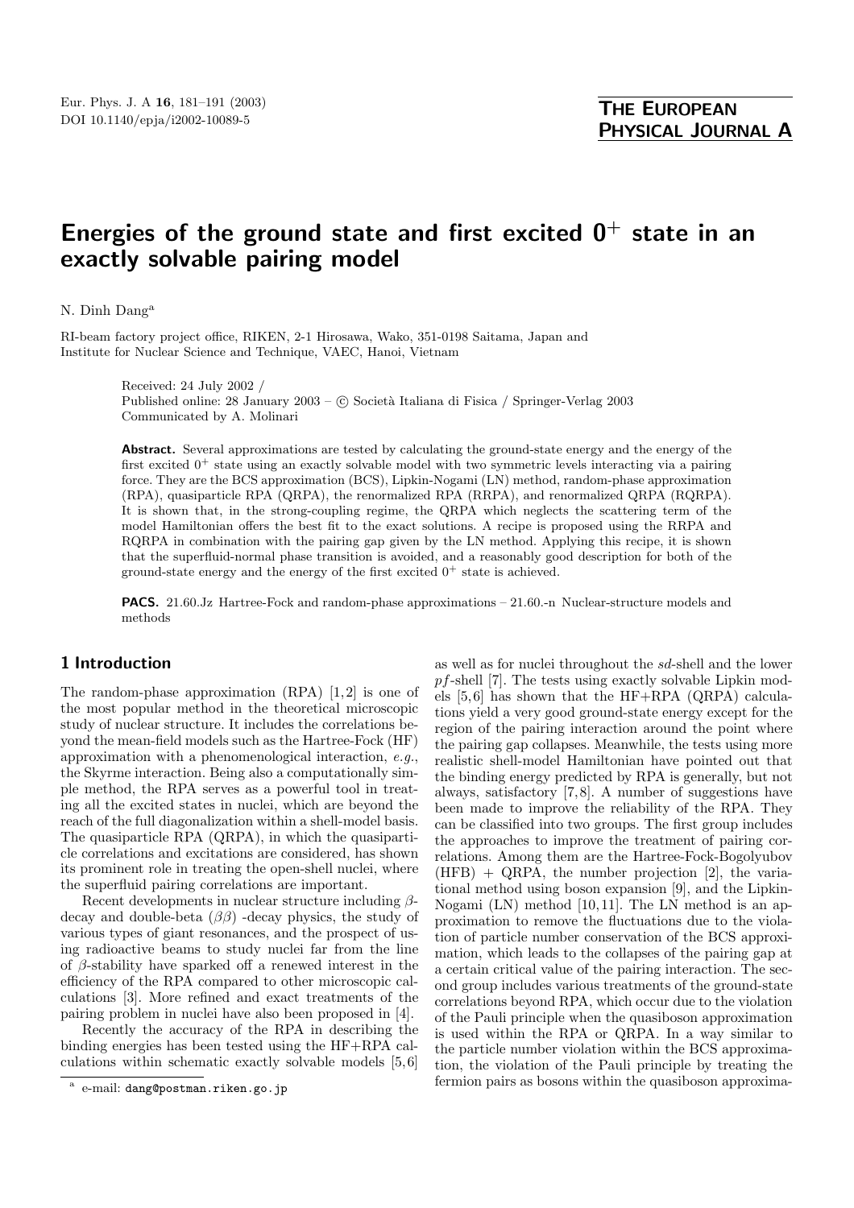# Energies of the ground state and first excited $0^+$ state in an exactly solvable pairing model

N. Dinh Dang[a]

RI-beam factory project office, RIKEN, 2-1 Hirosawa, Wako, 351-0198 Saitama, Japan and Institute for Nuclear Science and Technique, VAEC, Hanoi, Vietnam

Received: 24 July 2002 /
Published online: 28 January 2003 – © Società Italiana di Fisica / Springer-Verlag 2003
Communicated by A. Molinari

**Abstract.** Several approximations are tested by calculating the ground-state energy and the energy of the first excited $0^+$ state using an exactly solvable model with two symmetric levels interacting via a pairing force. They are the BCS approximation (BCS), Lipkin-Nogami (LN) method, random-phase approximation (RPA), quasiparticle RPA (QRPA), the renormalized RPA (RRPA), and renormalized QRPA (RQRPA). It is shown that, in the strong-coupling regime, the QRPA which neglects the scattering term of the model Hamiltonian offers the best fit to the exact solutions. A recipe is proposed using the RRPA and RQRPA in combination with the pairing gap given by the LN method. Applying this recipe, it is shown that the superfluid-normal phase transition is avoided, and a reasonably good description for both of the ground-state energy and the energy of the first excited $0^+$ state is achieved.

**PACS.** 21.60.Jz Hartree-Fock and random-phase approximations – 21.60.-n Nuclear-structure models and methods

## 1 Introduction

The random-phase approximation (RPA) [1,2] is one of the most popular method in the theoretical microscopic study of nuclear structure. It includes the correlations beyond the mean-field models such as the Hartree-Fock (HF) approximation with a phenomenological interaction, *e.g.*, the Skyrme interaction. Being also a computationally simple method, the RPA serves as a powerful tool in treating all the excited states in nuclei, which are beyond the reach of the full diagonalization within a shell-model basis. The quasiparticle RPA (QRPA), in which the quasiparticle correlations and excitations are considered, has shown its prominent role in treating the open-shell nuclei, where the superfluid pairing correlations are important.

Recent developments in nuclear structure including $\beta$-decay and double-beta ($\beta\beta$) -decay physics, the study of various types of giant resonances, and the prospect of using radioactive beams to study nuclei far from the line of $\beta$-stability have sparked off a renewed interest in the efficiency of the RPA compared to other microscopic calculations [3]. More refined and exact treatments of the pairing problem in nuclei have also been proposed in [4].

Recently the accuracy of the RPA in describing the binding energies has been tested using the HF+RPA calculations within schematic exactly solvable models [5,6] as well as for nuclei throughout the *sd*-shell and the lower *pf*-shell [7]. The tests using exactly solvable Lipkin models [5,6] has shown that the HF+RPA (QRPA) calculations yield a very good ground-state energy except for the region of the pairing interaction around the point where the pairing gap collapses. Meanwhile, the tests using more realistic shell-model Hamiltonian have pointed out that the binding energy predicted by RPA is generally, but not always, satisfactory [7,8]. A number of suggestions have been made to improve the reliability of the RPA. They can be classified into two groups. The first group includes the approaches to improve the treatment of pairing correlations. Among them are the Hartree-Fock-Bogolyubov (HFB) + QRPA, the number projection [2], the variational method using boson expansion [9], and the Lipkin-Nogami (LN) method [10,11]. The LN method is an approximation to remove the fluctuations due to the violation of particle number conservation of the BCS approximation, which leads to the collapses of the pairing gap at a certain critical value of the pairing interaction. The second group includes various treatments of the ground-state correlations beyond RPA, which occur due to the violation of the Pauli principle when the quasiboson approximation is used within the RPA or QRPA. In a way similar to the particle number violation within the BCS approximation, the violation of the Pauli principle by treating the fermion pairs as bosons within the quasiboson approxima-

[a] e-mail: dang@postman.riken.go.jp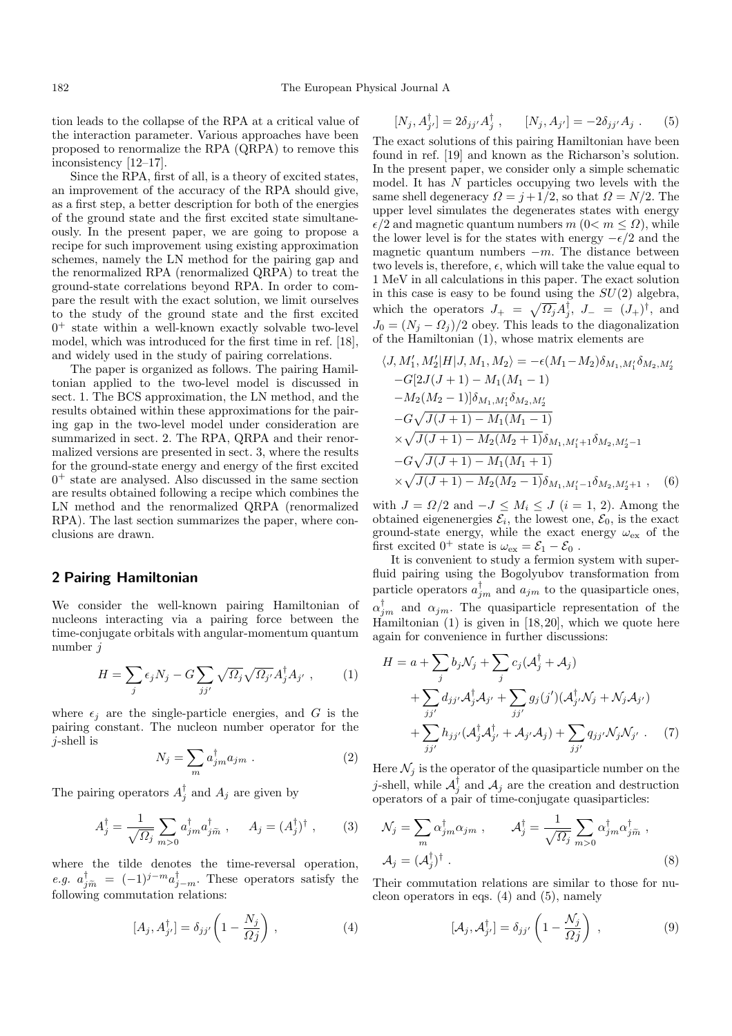tion leads to the collapse of the RPA at a critical value of the interaction parameter. Various approaches have been proposed to renormalize the RPA (QRPA) to remove this inconsistency [12–17].

Since the RPA, first of all, is a theory of excited states, an improvement of the accuracy of the RPA should give, as a first step, a better description for both of the energies of the ground state and the first excited state simultaneously. In the present paper, we are going to propose a recipe for such improvement using existing approximation schemes, namely the LN method for the pairing gap and the renormalized RPA (renormalized QRPA) to treat the ground-state correlations beyond RPA. In order to compare the result with the exact solution, we limit ourselves to the study of the ground state and the first excited $0^+$ state within a well-known exactly solvable two-level model, which was introduced for the first time in ref. [18], and widely used in the study of pairing correlations.

The paper is organized as follows. The pairing Hamiltonian applied to the two-level model is discussed in sect. 1. The BCS approximation, the LN method, and the results obtained within these approximations for the pairing gap in the two-level model under consideration are summarized in sect. 2. The RPA, QRPA and their renormalized versions are presented in sect. 3, where the results for the ground-state energy and energy of the first excited $0^+$ state are analysed. Also discussed in the same section are results obtained following a recipe which combines the LN method and the renormalized QRPA (renormalized RPA). The last section summarizes the paper, where conclusions are drawn.

## 2 Pairing Hamiltonian

We consider the well-known pairing Hamiltonian of nucleons interacting via a pairing force between the time-conjugate orbitals with angular-momentum quantum number $j$

$$H = \sum_j \epsilon_j N_j - G \sum_{jj'} \sqrt{\Omega_j}\sqrt{\Omega_{j'}} A_j^\dagger A_{j'} \ , \qquad (1)$$

where $\epsilon_j$ are the single-particle energies, and $G$ is the pairing constant. The nucleon number operator for the $j$-shell is

$$N_j = \sum_m a_{jm}^\dagger a_{jm} \ . \qquad (2)$$

The pairing operators $A_j^\dagger$ and $A_j$ are given by

$$A_j^\dagger = \frac{1}{\sqrt{\Omega_j}} \sum_{m>0} a_{jm}^\dagger a_{j\widetilde{m}}^\dagger \ , \qquad A_j = (A_j^\dagger)^\dagger \ , \qquad (3)$$

where the tilde denotes the time-reversal operation, *e.g.* $a_{j\widetilde{m}}^\dagger = (-1)^{j-m} a_{j-m}^\dagger$. These operators satisfy the following commutation relations:

$$[A_j, A_{j'}^\dagger] = \delta_{jj'}\left(1 - \frac{N_j}{\Omega j}\right) \ , \qquad (4)$$

$$[N_j, A_{j'}^\dagger] = 2\delta_{jj'} A_j^\dagger \ , \qquad [N_j, A_{j'}] = -2\delta_{jj'} A_j \ . \qquad (5)$$

The exact solutions of this pairing Hamiltonian have been found in ref. [19] and known as the Richarson's solution. In the present paper, we consider only a simple schematic model. It has $N$ particles occupying two levels with the same shell degeneracy $\Omega = j + 1/2$, so that $\Omega = N/2$. The upper level simulates the degenerates states with energy $\epsilon/2$ and magnetic quantum numbers $m$ ($0 < m \leq \Omega$), while the lower level is for the states with energy $-\epsilon/2$ and the magnetic quantum numbers $-m$. The distance between two levels is, therefore, $\epsilon$, which will take the value equal to 1 MeV in all calculations in this paper. The exact solution in this case is easy to be found using the $SU(2)$ algebra, which the operators $J_+ = \sqrt{\Omega_j} A_j^\dagger$, $J_- = (J_+)^\dagger$, and $J_0 = (N_j - \Omega_j)/2$ obey. This leads to the diagonalization of the Hamiltonian (1), whose matrix elements are

$$\begin{aligned}
\langle J, M_1', M_2' | H | J, M_1, M_2 \rangle &= -\epsilon(M_1 - M_2)\delta_{M_1,M_1'}\delta_{M_2,M_2'} \\
&-G[2J(J+1) - M_1(M_1-1) \\
&-M_2(M_2-1)]\delta_{M_1,M_1'}\delta_{M_2,M_2'} \\
&-G\sqrt{J(J+1) - M_1(M_1-1)} \\
&\times\sqrt{J(J+1) - M_2(M_2+1)}\delta_{M_1,M_1'+1}\delta_{M_2,M_2'-1} \\
&-G\sqrt{J(J+1) - M_1(M_1+1)} \\
&\times\sqrt{J(J+1) - M_2(M_2-1)}\delta_{M_1,M_1'-1}\delta_{M_2,M_2'+1} \ , \qquad (6)
\end{aligned}$$

with $J = \Omega/2$ and $-J \leq M_i \leq J$ ($i = 1, 2$). Among the obtained eigenenergies $\mathcal{E}_i$, the lowest one, $\mathcal{E}_0$, is the exact ground-state energy, while the exact energy $\omega_{\text{ex}}$ of the first excited $0^+$ state is $\omega_{\text{ex}} = \mathcal{E}_1 - \mathcal{E}_0$ .

It is convenient to study a fermion system with superfluid pairing using the Bogolyubov transformation from particle operators $a_{jm}^\dagger$ and $a_{jm}$ to the quasiparticle ones, $\alpha_{jm}^\dagger$ and $\alpha_{jm}$. The quasiparticle representation of the Hamiltonian (1) is given in [18,20], which we quote here again for convenience in further discussions:

$$\begin{aligned}
H = a &+ \sum_j b_j \mathcal{N}_j + \sum_j c_j(\mathcal{A}_j^\dagger + \mathcal{A}_j) \\
&+ \sum_{jj'} d_{jj'} \mathcal{A}_j^\dagger \mathcal{A}_{j'} + \sum_{jj'} g_j(j')(\mathcal{A}_{j'}^\dagger \mathcal{N}_j + \mathcal{N}_j \mathcal{A}_{j'}) \\
&+ \sum_{jj'} h_{jj'}(\mathcal{A}_j^\dagger \mathcal{A}_{j'}^\dagger + \mathcal{A}_{j'} \mathcal{A}_j) + \sum_{jj'} q_{jj'} \mathcal{N}_j \mathcal{N}_{j'} \ . \qquad (7)
\end{aligned}$$

Here $\mathcal{N}_j$ is the operator of the quasiparticle number on the $j$-shell, while $\mathcal{A}_j^\dagger$ and $\mathcal{A}_j$ are the creation and destruction operators of a pair of time-conjugate quasiparticles:

$$\mathcal{N}_j = \sum_m \alpha_{jm}^\dagger \alpha_{jm} \ , \qquad \mathcal{A}_j^\dagger = \frac{1}{\sqrt{\Omega_j}} \sum_{m>0} \alpha_{jm}^\dagger \alpha_{j\widetilde{m}}^\dagger \ ,$$
$$\mathcal{A}_j = (\mathcal{A}_j^\dagger)^\dagger \ . \qquad (8)$$

Their commutation relations are similar to those for nucleon operators in eqs. (4) and (5), namely

$$[\mathcal{A}_j, \mathcal{A}_{j'}^\dagger] = \delta_{jj'}\left(1 - \frac{\mathcal{N}_j}{\Omega j}\right) \ , \qquad (9)$$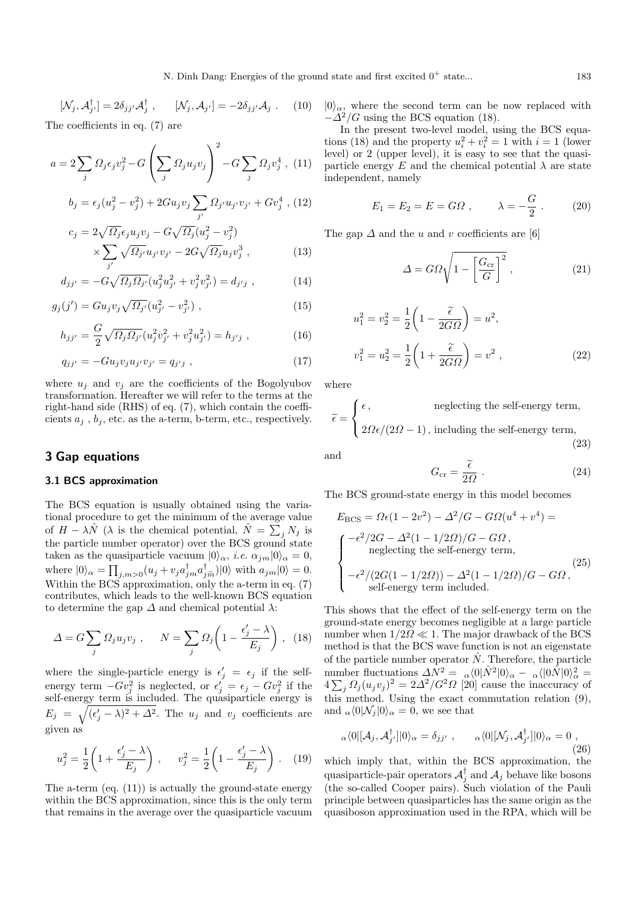$$[\mathcal{N}_j, \mathcal{A}^\dagger_{j'}] = 2\delta_{jj'}\mathcal{A}^\dagger_j \ , \qquad [\mathcal{N}_j, \mathcal{A}_{j'}] = -2\delta_{jj'}\mathcal{A}_j \ . \quad (10)$$

The coefficients in eq. (7) are

$$a = 2\sum_j \Omega_j \epsilon_j v_j^2 - G\left(\sum_j \Omega_j u_j v_j\right)^2 - G\sum_j \Omega_j v_j^4 \ , \quad (11)$$

$$b_j = \epsilon_j(u_j^2 - v_j^2) + 2Gu_jv_j\sum_{j'}\Omega_{j'}u_{j'}v_{j'} + Gv_j^4 \ , \quad (12)$$

$$c_j = 2\sqrt{\Omega_j}\epsilon_j u_j v_j - G\sqrt{\Omega_j}(u_j^2 - v_j^2) \times \sum_{j'}\sqrt{\Omega_{j'}}u_{j'}v_{j'} - 2G\sqrt{\Omega_j}u_j v_j^3 \ , \quad (13)$$

$$d_{jj'} = -G\sqrt{\Omega_j\Omega_{j'}}(u_j^2u_{j'}^2 + v_j^2v_{j'}^2) = d_{j'j} \ , \quad (14)$$

$$g_j(j') = Gu_jv_j\sqrt{\Omega_{j'}}(u_{j'}^2 - v_{j'}^2) \ , \quad (15)$$

$$h_{jj'} = \frac{G}{2}\sqrt{\Omega_j\Omega_{j'}}(u_j^2v_{j'}^2 + v_j^2u_{j'}^2) = h_{j'j} \ , \quad (16)$$

$$q_{jj'} = -Gu_jv_ju_{j'}v_{j'} = q_{j'j} \ , \quad (17)$$

where $u_j$ and $v_j$ are the coefficients of the Bogolyubov transformation. Hereafter we will refer to the terms at the right-hand side (RHS) of eq. (7), which contain the coefficients $a_j$ , $b_j$, etc. as the a-term, b-term, etc., respectively.

## 3 Gap equations

### 3.1 BCS approximation

The BCS equation is usually obtained using the variational procedure to get the minimum of the average value of $H - \lambda\hat{N}$ ($\lambda$ is the chemical potential, $\hat{N} = \sum_j N_j$ is the particle number operator) over the BCS ground state taken as the quasiparticle vacuum $|0\rangle_\alpha$, *i.e.* $\alpha_{jm}|0\rangle_\alpha = 0$, where $|0\rangle_\alpha = \prod_{j,m>0}(u_j + v_ja^\dagger_{jm}a^\dagger_{j\widetilde{m}})|0\rangle$ with $a_{jm}|0\rangle = 0$. Within the BCS approximation, only the a-term in eq. (7) contributes, which leads to the well-known BCS equation to determine the gap $\Delta$ and chemical potential $\lambda$:

$$\Delta = G\sum_j \Omega_j u_j v_j \ , \qquad N = \sum_j \Omega_j\left(1 - \frac{\epsilon'_j - \lambda}{E_j}\right) \ , \quad (18)$$

where the single-particle energy is $\epsilon'_j = \epsilon_j$ if the self-energy term $-Gv_j^2$ is neglected, or $\epsilon'_j = \epsilon_j - Gv_j^2$ if the self-energy term is included. The quasiparticle energy is $E_j = \sqrt{(\epsilon'_j - \lambda)^2 + \Delta^2}$. The $u_j$ and $v_j$ coefficients are given as

$$u_j^2 = \frac{1}{2}\left(1 + \frac{\epsilon'_j - \lambda}{E_j}\right) \ , \qquad v_j^2 = \frac{1}{2}\left(1 - \frac{\epsilon'_j - \lambda}{E_j}\right) \ . \quad (19)$$

The a-term (eq. (11)) is actually the ground-state energy within the BCS approximation, since this is the only term that remains in the average over the quasiparticle vacuum $|0\rangle_\alpha$, where the second term can be now replaced with $-\Delta^2/G$ using the BCS equation (18).

In the present two-level model, using the BCS equations (18) and the property $u_i^2 + v_i^2 = 1$ with $i = 1$ (lower level) or 2 (upper level), it is easy to see that the quasiparticle energy $E$ and the chemical potential $\lambda$ are state independent, namely

$$E_1 = E_2 = E = G\Omega \ , \qquad \lambda = -\frac{G}{2} \ . \quad (20)$$

The gap $\Delta$ and the $u$ and $v$ coefficients are [6]

$$\Delta = G\Omega\sqrt{1 - \left[\frac{G_{\rm cr}}{G}\right]^2} \ , \quad (21)$$

$$u_1^2 = v_2^2 = \frac{1}{2}\left(1 - \frac{\widetilde{\epsilon}}{2G\Omega}\right) = u^2,$$
$$v_1^2 = u_2^2 = \frac{1}{2}\left(1 + \frac{\widetilde{\epsilon}}{2G\Omega}\right) = v^2 \ , \quad (22)$$

where

$$\widetilde{\epsilon} = \begin{cases} \epsilon \ , & \text{neglecting the self-energy term,} \\ 2\Omega\epsilon/(2\Omega - 1) \ , & \text{including the self-energy term,} \end{cases} \quad (23)$$

and

$$G_{\rm cr} = \frac{\widetilde{\epsilon}}{2\Omega} \ . \quad (24)$$

The BCS ground-state energy in this model becomes

$$E_{\rm BCS} = \Omega\epsilon(1 - 2v^2) - \Delta^2/G - G\Omega(u^4 + v^4) = \begin{cases} -\epsilon^2/2G - \Delta^2(1 - 1/2\Omega)/G - G\Omega \ , \\ \quad \text{neglecting the self-energy term,} \\ -\epsilon^2/(2G(1 - 1/2\Omega)) - \Delta^2(1 - 1/2\Omega)/G - G\Omega \ , \\ \quad \text{self-energy term included.} \end{cases} \quad (25)$$

This shows that the effect of the self-energy term on the ground-state energy becomes negligible at a large particle number when $1/2\Omega \ll 1$. The major drawback of the BCS method is that the BCS wave function is not an eigenstate of the particle number operator $\hat{N}$. Therefore, the particle number fluctuations $\Delta N^2 = {}_\alpha\langle 0|\hat{N}^2|0\rangle_\alpha - {}_\alpha\langle|0\hat{N}|0\rangle_\alpha^2 = 4\sum_j \Omega_j(u_jv_j)^2 = 2\Delta^2/G^2\Omega$ [20] cause the inaccuracy of this method. Using the exact commutation relation (9), and ${}_\alpha\langle 0|\mathcal{N}_j|0\rangle_\alpha = 0$, we see that

$${}_\alpha\langle 0|[\mathcal{A}_j, \mathcal{A}^\dagger_{j'}]|0\rangle_\alpha = \delta_{jj'} \ , \qquad {}_\alpha\langle 0|[\mathcal{N}_j, \mathcal{A}^\dagger_{j'}]|0\rangle_\alpha = 0 \ , \quad (26)$$

which imply that, within the BCS approximation, the quasiparticle-pair operators $\mathcal{A}^\dagger_j$ and $\mathcal{A}_j$ behave like bosons (the so-called Cooper pairs). Such violation of the Pauli principle between quasiparticles has the same origin as the quasiboson approximation used in the RPA, which will be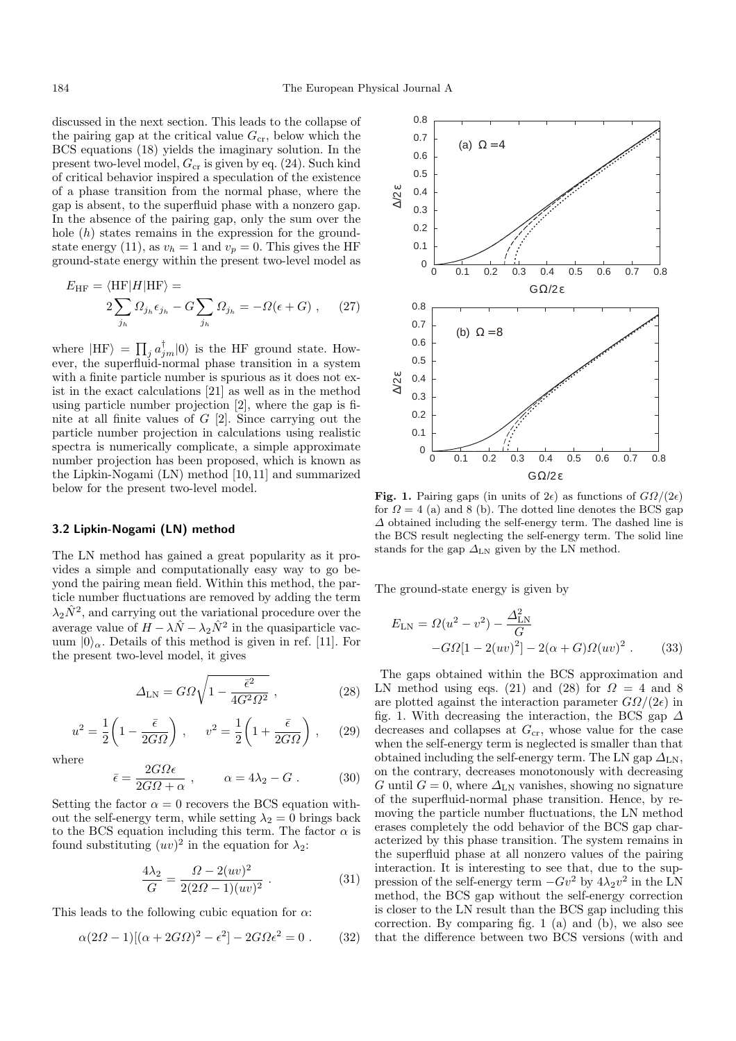discussed in the next section. This leads to the collapse of the pairing gap at the critical value $G_{\rm cr}$, below which the BCS equations (18) yields the imaginary solution. In the present two-level model, $G_{\rm cr}$ is given by eq. (24). Such kind of critical behavior inspired a speculation of the existence of a phase transition from the normal phase, where the gap is absent, to the superfluid phase with a nonzero gap. In the absence of the pairing gap, only the sum over the hole ($h$) states remains in the expression for the ground-state energy (11), as $v_h = 1$ and $v_p = 0$. This gives the HF ground-state energy within the present two-level model as

$$E_{\rm HF} = \langle {\rm HF}|H|{\rm HF}\rangle = 2\sum_{j_h}\Omega_{j_h}\epsilon_{j_h} - G\sum_{j_h}\Omega_{j_h} = -\Omega(\epsilon + G)\ , \qquad (27)$$

where $|{\rm HF}\rangle = \prod_j a^\dagger_{jm}|0\rangle$ is the HF ground state. However, the superfluid-normal phase transition in a system with a finite particle number is spurious as it does not exist in the exact calculations [21] as well as in the method using particle number projection [2], where the gap is finite at all finite values of $G$ [2]. Since carrying out the particle number projection in calculations using realistic spectra is numerically complicate, a simple approximate number projection has been proposed, which is known as the Lipkin-Nogami (LN) method [10,11] and summarized below for the present two-level model.

### 3.2 Lipkin-Nogami (LN) method

The LN method has gained a great popularity as it provides a simple and computationally easy way to go beyond the pairing mean field. Within this method, the particle number fluctuations are removed by adding the term $\lambda_2\hat{N}^2$, and carrying out the variational procedure over the average value of $H - \lambda\hat{N} - \lambda_2\hat{N}^2$ in the quasiparticle vacuum $|0\rangle_\alpha$. Details of this method is given in ref. [11]. For the present two-level model, it gives

$$\Delta_{\rm LN} = G\Omega\sqrt{1 - \frac{\bar{\epsilon}^2}{4G^2\Omega^2}}\ , \qquad (28)$$

$$u^2 = \frac{1}{2}\left(1 - \frac{\bar{\epsilon}}{2G\Omega}\right)\ , \qquad v^2 = \frac{1}{2}\left(1 + \frac{\bar{\epsilon}}{2G\Omega}\right)\ , \qquad (29)$$

where

$$\bar{\epsilon} = \frac{2G\Omega\epsilon}{2G\Omega + \alpha}\ , \qquad \alpha = 4\lambda_2 - G\ . \qquad (30)$$

Setting the factor $\alpha = 0$ recovers the BCS equation without the self-energy term, while setting $\lambda_2 = 0$ brings back to the BCS equation including this term. The factor $\alpha$ is found substituting $(uv)^2$ in the equation for $\lambda_2$:

$$\frac{4\lambda_2}{G} = \frac{\Omega - 2(uv)^2}{2(2\Omega - 1)(uv)^2}\ . \qquad (31)$$

This leads to the following cubic equation for $\alpha$:

$$\alpha(2\Omega - 1)[(\alpha + 2G\Omega)^2 - \epsilon^2] - 2G\Omega\epsilon^2 = 0\ . \qquad (32)$$

**Fig. 1.** Pairing gaps (in units of $2\epsilon$) as functions of $G\Omega/(2\epsilon)$ for $\Omega = 4$ (a) and 8 (b). The dotted line denotes the BCS gap $\Delta$ obtained including the self-energy term. The dashed line is the BCS result neglecting the self-energy term. The solid line stands for the gap $\Delta_{\rm LN}$ given by the LN method.

The ground-state energy is given by

$$E_{\rm LN} = \Omega(u^2 - v^2) - \frac{\Delta^2_{\rm LN}}{G} - G\Omega[1 - 2(uv)^2] - 2(\alpha + G)\Omega(uv)^2\ . \qquad (33)$$

The gaps obtained within the BCS approximation and LN method using eqs. (21) and (28) for $\Omega = 4$ and 8 are plotted against the interaction parameter $G\Omega/(2\epsilon)$ in fig. 1. With decreasing the interaction, the BCS gap $\Delta$ decreases and collapses at $G_{\rm cr}$, whose value for the case when the self-energy term is neglected is smaller than that obtained including the self-energy term. The LN gap $\Delta_{\rm LN}$, on the contrary, decreases monotonously with decreasing $G$ until $G = 0$, where $\Delta_{\rm LN}$ vanishes, showing no signature of the superfluid-normal phase transition. Hence, by removing the particle number fluctuations, the LN method erases completely the odd behavior of the BCS gap characterized by this phase transition. The system remains in the superfluid phase at all nonzero values of the pairing interaction. It is interesting to see that, due to the suppression of the self-energy term $-Gv^2$ by $4\lambda_2 v^2$ in the LN method, the BCS gap without the self-energy correction is closer to the LN result than the BCS gap including this correction. By comparing fig. 1 (a) and (b), we also see that the difference between two BCS versions (with and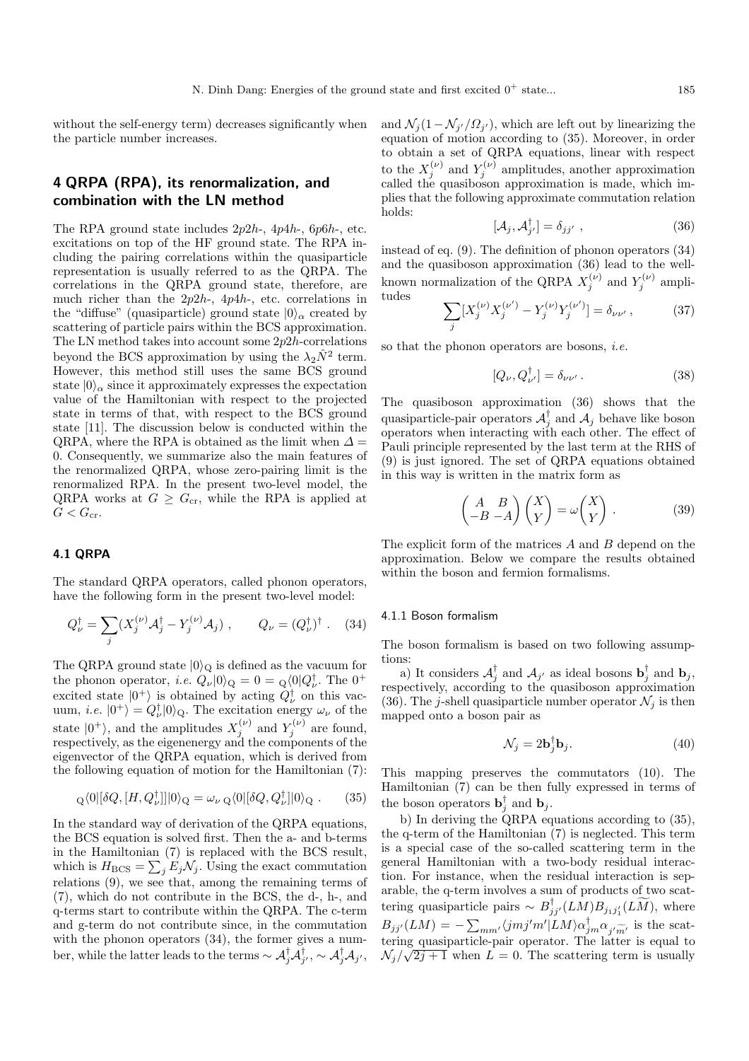without the self-energy term) decreases significantly when the particle number increases.

## 4 QRPA (RPA), its renormalization, and combination with the LN method

The RPA ground state includes $2p2h$-, $4p4h$-, $6p6h$-, etc. excitations on top of the HF ground state. The RPA including the pairing correlations within the quasiparticle representation is usually referred to as the QRPA. The correlations in the QRPA ground state, therefore, are much richer than the $2p2h$-, $4p4h$-, etc. correlations in the "diffuse" (quasiparticle) ground state $|0\rangle_\alpha$ created by scattering of particle pairs within the BCS approximation. The LN method takes into account some $2p2h$-correlations beyond the BCS approximation by using the $\lambda_2\hat{N}^2$ term. However, this method still uses the same BCS ground state $|0\rangle_\alpha$ since it approximately expresses the expectation value of the Hamiltonian with respect to the projected state in terms of that, with respect to the BCS ground state [11]. The discussion below is conducted within the QRPA, where the RPA is obtained as the limit when $\Delta = 0$. Consequently, we summarize also the main features of the renormalized QRPA, whose zero-pairing limit is the renormalized RPA. In the present two-level model, the QRPA works at $G \geq G_{\rm cr}$, while the RPA is applied at $G < G_{\rm cr}$.

### 4.1 QRPA

The standard QRPA operators, called phonon operators, have the following form in the present two-level model:

$$Q^\dagger_\nu = \sum_j (X^{(\nu)}_j \mathcal{A}^\dagger_j - Y^{(\nu)}_j \mathcal{A}_j) \ , \qquad Q_\nu = (Q^\dagger_\nu)^\dagger \ . \quad (34)$$

The QRPA ground state $|0\rangle_{\rm Q}$ is defined as the vacuum for the phonon operator, *i.e.* $Q_\nu|0\rangle_{\rm Q} = 0 = {}_{\rm Q}\langle 0|Q^\dagger_\nu$. The $0^+$ excited state $|0^+\rangle$ is obtained by acting $Q^\dagger_\nu$ on this vacuum, *i.e.* $|0^+\rangle = Q^\dagger_\nu|0\rangle_{\rm Q}$. The excitation energy $\omega_\nu$ of the state $|0^+\rangle$, and the amplitudes $X^{(\nu)}_j$ and $Y^{(\nu)}_j$ are found, respectively, as the eigenenergy and the components of the eigenvector of the QRPA equation, which is derived from the following equation of motion for the Hamiltonian (7):

$${}_{\rm Q}\langle 0|[\delta Q,[H,Q^\dagger_\nu]]|0\rangle_{\rm Q} = \omega_\nu \, {}_{\rm Q}\langle 0|[\delta Q,Q^\dagger_\nu]|0\rangle_{\rm Q} \ . \quad (35)$$

In the standard way of derivation of the QRPA equations, the BCS equation is solved first. Then the a- and b-terms in the Hamiltonian (7) is replaced with the BCS result, which is $H_{\rm BCS} = \sum_j E_j\mathcal{N}_j$. Using the exact commutation relations (9), we see that, among the remaining terms of (7), which do not contribute in the BCS, the d-, h-, and q-terms start to contribute within the QRPA. The c-term and g-term do not contribute since, in the commutation with the phonon operators (34), the former gives a number, while the latter leads to the terms $\sim \mathcal{A}^\dagger_j\mathcal{A}^\dagger_{j'}$, $\sim \mathcal{A}^\dagger_j\mathcal{A}_{j'}$, and $\mathcal{N}_j(1-\mathcal{N}_{j'}/\Omega_{j'})$, which are left out by linearizing the equation of motion according to (35). Moreover, in order to obtain a set of QRPA equations, linear with respect to the $X^{(\nu)}_j$ and $Y^{(\nu)}_j$ amplitudes, another approximation called the quasiboson approximation is made, which implies that the following approximate commutation relation holds:

$$[\mathcal{A}_j, \mathcal{A}^\dagger_{j'}] = \delta_{jj'} \ , \quad (36)$$

instead of eq. (9). The definition of phonon operators (34) and the quasiboson approximation (36) lead to the well-known normalization of the QRPA $X^{(\nu)}_j$ and $Y^{(\nu)}_j$ amplitudes

$$\sum_j [X^{(\nu)}_j X^{(\nu')}_j - Y^{(\nu)}_j Y^{(\nu')}_j] = \delta_{\nu\nu'} \ , \quad (37)$$

so that the phonon operators are bosons, *i.e.*

$$[Q_\nu, Q^\dagger_{\nu'}] = \delta_{\nu\nu'} \ . \quad (38)$$

The quasiboson approximation (36) shows that the quasiparticle-pair operators $\mathcal{A}^\dagger_j$ and $\mathcal{A}_j$ behave like boson operators when interacting with each other. The effect of Pauli principle represented by the last term at the RHS of (9) is just ignored. The set of QRPA equations obtained in this way is written in the matrix form as

$$\begin{pmatrix} A & B \\ -B & -A \end{pmatrix} \begin{pmatrix} X \\ Y \end{pmatrix} = \omega \begin{pmatrix} X \\ Y \end{pmatrix} \ . \quad (39)$$

The explicit form of the matrices $A$ and $B$ depend on the approximation. Below we compare the results obtained within the boson and fermion formalisms.

#### 4.1.1 Boson formalism

The boson formalism is based on two following assumptions:

a) It considers $\mathcal{A}^\dagger_j$ and $\mathcal{A}_{j'}$ as ideal bosons $\mathbf{b}^\dagger_j$ and $\mathbf{b}_j$, respectively, according to the quasiboson approximation (36). The $j$-shell quasiparticle number operator $\mathcal{N}_j$ is then mapped onto a boson pair as

$$\mathcal{N}_j = 2\mathbf{b}^\dagger_j\mathbf{b}_j. \quad (40)$$

This mapping preserves the commutators (10). The Hamiltonian (7) can be then fully expressed in terms of the boson operators $\mathbf{b}^\dagger_j$ and $\mathbf{b}_j$.

b) In deriving the QRPA equations according to (35), the q-term of the Hamiltonian (7) is neglected. This term is a special case of the so-called scattering term in the general Hamiltonian with a two-body residual interaction. For instance, when the residual interaction is separable, the q-term involves a sum of products of two scattering quasiparticle pairs $\sim B^\dagger_{jj'}(LM)B_{j_1j'_1}(\widetilde{LM})$, where $B_{jj'}(LM) = -\sum_{mm'}\langle jmj'm'|LM\rangle\alpha^\dagger_{jm}\alpha_{j'\widetilde{m'}}$ is the scattering quasiparticle-pair operator. The latter is equal to $\mathcal{N}_j/\sqrt{2j+1}$ when $L = 0$. The scattering term is usually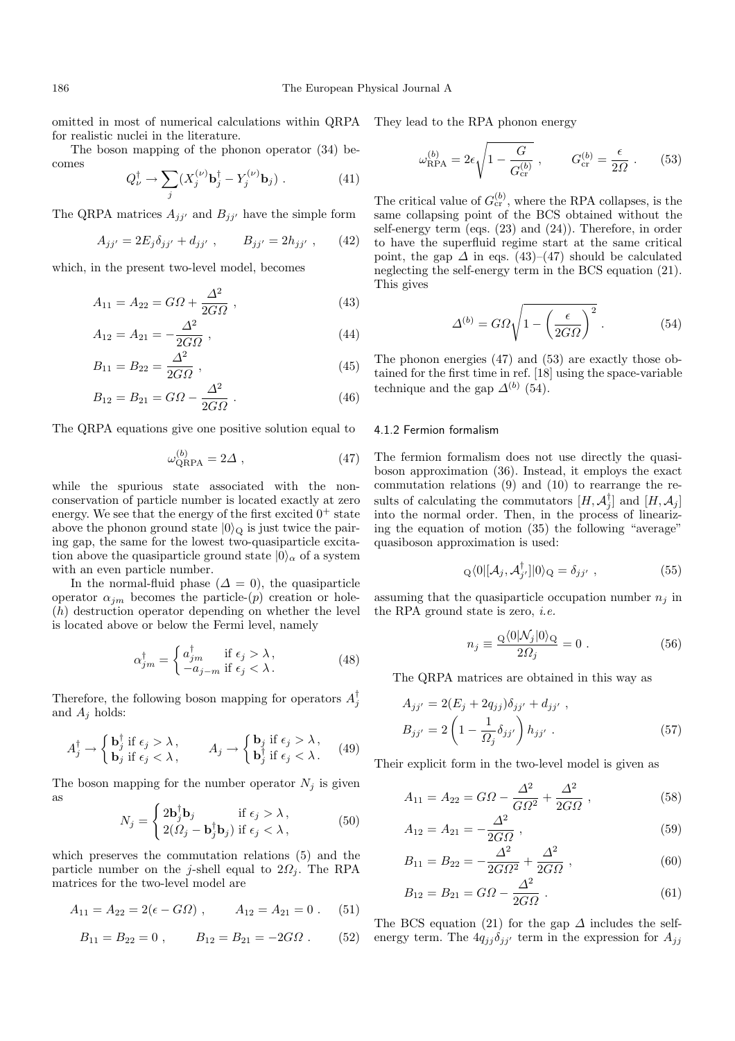omitted in most of numerical calculations within QRPA for realistic nuclei in the literature.

The boson mapping of the phonon operator (34) becomes

$$Q^{\dagger}_{\nu} \to \sum_j (X_j^{(\nu)} \mathbf{b}^{\dagger}_j - Y_j^{(\nu)} \mathbf{b}_j) \ . \tag{41}$$

The QRPA matrices $A_{jj'}$ and $B_{jj'}$ have the simple form

$$A_{jj'} = 2E_j \delta_{jj'} + d_{jj'} \ , \qquad B_{jj'} = 2h_{jj'} \ , \tag{42}$$

which, in the present two-level model, becomes

$$A_{11} = A_{22} = G\Omega + \frac{\Delta^2}{2G\Omega} \ , \tag{43}$$

$$A_{12} = A_{21} = -\frac{\Delta^2}{2G\Omega} \ , \tag{44}$$

$$B_{11} = B_{22} = \frac{\Delta^2}{2G\Omega} \ , \tag{45}$$

$$B_{12} = B_{21} = G\Omega - \frac{\Delta^2}{2G\Omega} \ . \tag{46}$$

The QRPA equations give one positive solution equal to

$$\omega^{(b)}_{\rm QRPA} = 2\Delta \ , \tag{47}$$

while the spurious state associated with the non-conservation of particle number is located exactly at zero energy. We see that the energy of the first excited $0^+$ state above the phonon ground state $|0\rangle_{\rm Q}$ is just twice the pairing gap, the same for the lowest two-quasiparticle excitation above the quasiparticle ground state $|0\rangle_{\alpha}$ of a system with an even particle number.

In the normal-fluid phase ($\Delta = 0$), the quasiparticle operator $\alpha_{jm}$ becomes the particle-($p$) creation or hole-($h$) destruction operator depending on whether the level is located above or below the Fermi level, namely

$$\alpha^{\dagger}_{jm} = \begin{cases} a^{\dagger}_{jm} & \text{if } \epsilon_j > \lambda \,, \\ -a_{j-m} & \text{if } \epsilon_j < \lambda \,. \end{cases} \tag{48}$$

Therefore, the following boson mapping for operators $A^{\dagger}_j$ and $A_j$ holds:

$$A^{\dagger}_j \to \begin{cases} \mathbf{b}^{\dagger}_j & \text{if } \epsilon_j > \lambda \,, \\ \mathbf{b}_j & \text{if } \epsilon_j < \lambda \,, \end{cases} \qquad A_j \to \begin{cases} \mathbf{b}_j & \text{if } \epsilon_j > \lambda \,, \\ \mathbf{b}^{\dagger}_j & \text{if } \epsilon_j < \lambda \,. \end{cases} \tag{49}$$

The boson mapping for the number operator $N_j$ is given as

$$N_j = \begin{cases} 2\mathbf{b}^{\dagger}_j \mathbf{b}_j & \text{if } \epsilon_j > \lambda \,, \\ 2(\Omega_j - \mathbf{b}^{\dagger}_j \mathbf{b}_j) & \text{if } \epsilon_j < \lambda \,, \end{cases} \tag{50}$$

which preserves the commutation relations (5) and the particle number on the $j$-shell equal to $2\Omega_j$. The RPA matrices for the two-level model are

$$A_{11} = A_{22} = 2(\epsilon - G\Omega) \ , \qquad A_{12} = A_{21} = 0 \ . \tag{51}$$

$$B_{11} = B_{22} = 0 \ , \qquad B_{12} = B_{21} = -2G\Omega \ . \tag{52}$$

They lead to the RPA phonon energy

$$\omega^{(b)}_{\rm RPA} = 2\epsilon \sqrt{1 - \frac{G}{G^{(b)}_{\rm cr}}} \ , \qquad G^{(b)}_{\rm cr} = \frac{\epsilon}{2\Omega} \ . \tag{53}$$

The critical value of $G^{(b)}_{\rm cr}$, where the RPA collapses, is the same collapsing point of the BCS obtained without the self-energy term (eqs. (23) and (24)). Therefore, in order to have the superfluid regime start at the same critical point, the gap $\Delta$ in eqs. (43)–(47) should be calculated neglecting the self-energy term in the BCS equation (21). This gives

$$\Delta^{(b)} = G\Omega \sqrt{1 - \left(\frac{\epsilon}{2G\Omega}\right)^2} \ . \tag{54}$$

The phonon energies (47) and (53) are exactly those obtained for the first time in ref. [18] using the space-variable technique and the gap $\Delta^{(b)}$ (54).

#### 4.1.2 Fermion formalism

The fermion formalism does not use directly the quasiboson approximation (36). Instead, it employs the exact commutation relations (9) and (10) to rearrange the results of calculating the commutators $[H, \mathcal{A}^{\dagger}_j]$ and $[H, \mathcal{A}_j]$ into the normal order. Then, in the process of linearizing the equation of motion (35) the following "average" quasiboson approximation is used:

$$_{\rm Q}\langle 0 | [\mathcal{A}_j, \mathcal{A}^{\dagger}_{j'}] | 0 \rangle_{\rm Q} = \delta_{jj'} \ , \tag{55}$$

assuming that the quasiparticle occupation number $n_j$ in the RPA ground state is zero, *i.e.*

$$n_j \equiv \frac{_{\rm Q}\langle 0 | \mathcal{N}_j | 0 \rangle_{\rm Q}}{2\Omega_j} = 0 \ . \tag{56}$$

The QRPA matrices are obtained in this way as

$$A_{jj'} = 2(E_j + 2q_{jj})\delta_{jj'} + d_{jj'} \ ,$$
$$B_{jj'} = 2\left(1 - \frac{1}{\Omega_j}\delta_{jj'}\right) h_{jj'} \ . \tag{57}$$

Their explicit form in the two-level model is given as

$$A_{11} = A_{22} = G\Omega - \frac{\Delta^2}{G\Omega^2} + \frac{\Delta^2}{2G\Omega} \ , \tag{58}$$

$$A_{12} = A_{21} = -\frac{\Delta^2}{2G\Omega} \ , \tag{59}$$

$$B_{11} = B_{22} = -\frac{\Delta^2}{2G\Omega^2} + \frac{\Delta^2}{2G\Omega} \ , \tag{60}$$

$$B_{12} = B_{21} = G\Omega - \frac{\Delta^2}{2G\Omega} \ . \tag{61}$$

The BCS equation (21) for the gap $\Delta$ includes the self-energy term. The $4q_{jj}\delta_{jj'}$ term in the expression for $A_{jj}$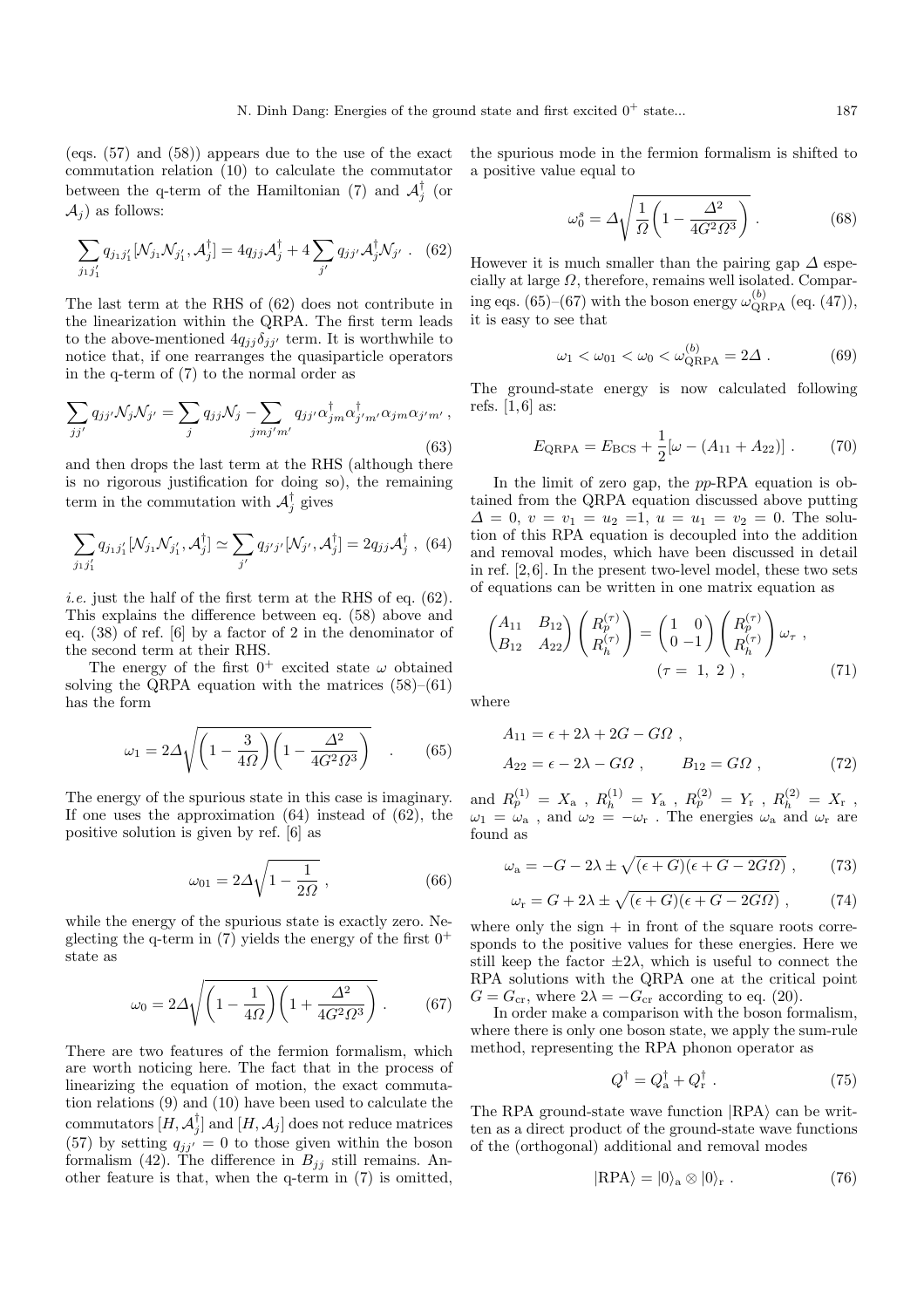(eqs. (57) and (58)) appears due to the use of the exact commutation relation (10) to calculate the commutator between the q-term of the Hamiltonian (7) and $\mathcal{A}_j^\dagger$ (or $\mathcal{A}_j$) as follows:

$$\sum_{j_1 j_1'} q_{j_1 j_1'} [\mathcal{N}_{j_1}\mathcal{N}_{j_1'}, \mathcal{A}_j^\dagger] = 4 q_{jj}\mathcal{A}_j^\dagger + 4\sum_{j'} q_{jj'}\mathcal{A}_j^\dagger \mathcal{N}_{j'} \ . \quad (62)$$

The last term at the RHS of (62) does not contribute in the linearization within the QRPA. The first term leads to the above-mentioned $4q_{jj}\delta_{jj'}$ term. It is worthwhile to notice that, if one rearranges the quasiparticle operators in the q-term of (7) to the normal order as

$$\sum_{jj'} q_{jj'}\mathcal{N}_j\mathcal{N}_{j'} = \sum_j q_{jj}\mathcal{N}_j - \sum_{jmj'm'} q_{jj'}\alpha_{jm}^\dagger \alpha_{j'm'}^\dagger \alpha_{jm}\alpha_{j'm'} \ , \quad (63)$$

and then drops the last term at the RHS (although there is no rigorous justification for doing so), the remaining term in the commutation with $\mathcal{A}_j^\dagger$ gives

$$\sum_{j_1 j_1'} q_{j_1 j_1'} [\mathcal{N}_{j_1}\mathcal{N}_{j_1'}, \mathcal{A}_j^\dagger] \simeq \sum_{j'} q_{j'j'} [\mathcal{N}_{j'}, \mathcal{A}_j^\dagger] = 2 q_{jj}\mathcal{A}_j^\dagger \ , \quad (64)$$

*i.e.* just the half of the first term at the RHS of eq. (62). This explains the difference between eq. (58) above and eq. (38) of ref. [6] by a factor of 2 in the denominator of the second term at their RHS.

The energy of the first $0^+$ excited state $\omega$ obtained solving the QRPA equation with the matrices (58)–(61) has the form

$$\omega_1 = 2\Delta\sqrt{\left(1 - \frac{3}{4\Omega}\right)\left(1 - \frac{\Delta^2}{4G^2\Omega^3}\right)} \quad . \quad (65)$$

The energy of the spurious state in this case is imaginary. If one uses the approximation (64) instead of (62), the positive solution is given by ref. [6] as

$$\omega_{01} = 2\Delta\sqrt{1 - \frac{1}{2\Omega}} \ , \quad (66)$$

while the energy of the spurious state is exactly zero. Neglecting the q-term in (7) yields the energy of the first $0^+$ state as

$$\omega_0 = 2\Delta\sqrt{\left(1 - \frac{1}{4\Omega}\right)\left(1 + \frac{\Delta^2}{4G^2\Omega^3}\right)} \ . \quad (67)$$

There are two features of the fermion formalism, which are worth noticing here. The fact that in the process of linearizing the equation of motion, the exact commutation relations (9) and (10) have been used to calculate the commutators $[H, \mathcal{A}_j^\dagger]$ and $[H, \mathcal{A}_j]$ does not reduce matrices (57) by setting $q_{jj'} = 0$ to those given within the boson formalism (42). The difference in $B_{jj}$ still remains. Another feature is that, when the q-term in (7) is omitted, the spurious mode in the fermion formalism is shifted to a positive value equal to

$$\omega_0^s = \Delta\sqrt{\frac{1}{\Omega}\left(1 - \frac{\Delta^2}{4G^2\Omega^3}\right)} \ . \quad (68)$$

However it is much smaller than the pairing gap $\Delta$ especially at large $\Omega$, therefore, remains well isolated. Comparing eqs. (65)–(67) with the boson energy $\omega_{\rm QRPA}^{(b)}$ (eq. (47)), it is easy to see that

$$\omega_1 < \omega_{01} < \omega_0 < \omega_{\rm QRPA}^{(b)} = 2\Delta \ . \quad (69)$$

The ground-state energy is now calculated following refs. [1,6] as:

$$E_{\rm QRPA} = E_{\rm BCS} + \frac{1}{2}[\omega - (A_{11} + A_{22})] \ . \quad (70)$$

In the limit of zero gap, the *pp*-RPA equation is obtained from the QRPA equation discussed above putting $\Delta = 0$, $v = v_1 = u_2 = 1$, $u = u_1 = v_2 = 0$. The solution of this RPA equation is decoupled into the addition and removal modes, which have been discussed in detail in ref. [2,6]. In the present two-level model, these two sets of equations can be written in one matrix equation as

$$\begin{pmatrix} A_{11} & B_{12} \\ B_{12} & A_{22} \end{pmatrix} \begin{pmatrix} R_p^{(\tau)} \\ R_h^{(\tau)} \end{pmatrix} = \begin{pmatrix} 1 & 0 \\ 0 & -1 \end{pmatrix} \begin{pmatrix} R_p^{(\tau)} \\ R_h^{(\tau)} \end{pmatrix} \omega_\tau \ , \quad (\tau = \ 1, \ 2 \ ) \ , \quad (71)$$

where

$$A_{11} = \epsilon + 2\lambda + 2G - G\Omega \ ,$$
$$A_{22} = \epsilon - 2\lambda - G\Omega \ , \qquad B_{12} = G\Omega \ , \quad (72)$$

and $R_p^{(1)} = X_{\rm a}$ , $R_h^{(1)} = Y_{\rm a}$ , $R_p^{(2)} = Y_{\rm r}$ , $R_h^{(2)} = X_{\rm r}$ , $\omega_1 = \omega_{\rm a}$ , and $\omega_2 = -\omega_{\rm r}$ . The energies $\omega_{\rm a}$ and $\omega_{\rm r}$ are found as

$$\omega_{\rm a} = -G - 2\lambda \pm \sqrt{(\epsilon + G)(\epsilon + G - 2G\Omega)} \ , \quad (73)$$

$$\omega_{\rm r} = G + 2\lambda \pm \sqrt{(\epsilon + G)(\epsilon + G - 2G\Omega)} \ , \quad (74)$$

where only the sign + in front of the square roots corresponds to the positive values for these energies. Here we still keep the factor $\pm 2\lambda$, which is useful to connect the RPA solutions with the QRPA one at the critical point $G = G_{\rm cr}$, where $2\lambda = -G_{\rm cr}$ according to eq. (20).

In order make a comparison with the boson formalism, where there is only one boson state, we apply the sum-rule method, representing the RPA phonon operator as

$$Q^\dagger = Q_{\rm a}^\dagger + Q_{\rm r}^\dagger \ . \quad (75)$$

The RPA ground-state wave function $|{\rm RPA}\rangle$ can be written as a direct product of the ground-state wave functions of the (orthogonal) additional and removal modes

$$|{\rm RPA}\rangle = |0\rangle_{\rm a} \otimes |0\rangle_{\rm r} \ . \quad (76)$$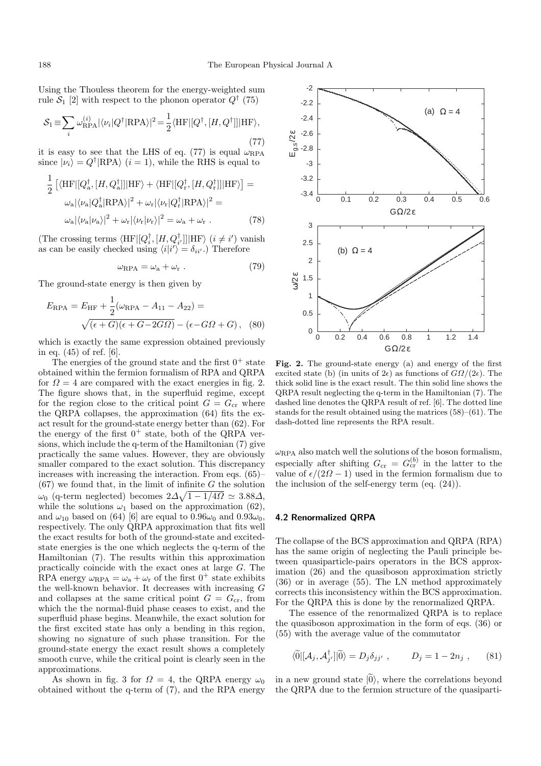Using the Thouless theorem for the energy-weighted sum rule $\mathcal{S}_1$ [2] with respect to the phonon operator $Q^\dagger$ (75)

$$\mathcal{S}_1 \equiv \sum_i \omega_{\rm RPA}^{(i)} |\langle \nu_i | Q^\dagger | {\rm RPA}\rangle|^2 = \frac{1}{2}\langle {\rm HF}|[Q^\dagger,[H,Q^\dagger]]|{\rm HF}\rangle, \tag{77}$$

it is easy to see that the LHS of eq. (77) is equal $\omega_{\rm RPA}$ since $|\nu_i\rangle = Q^\dagger|{\rm RPA}\rangle$ $(i=1)$, while the RHS is equal to

$$\begin{aligned}
\frac{1}{2}\left[\langle {\rm HF}|[Q_{\rm a}^\dagger,[H,Q_{\rm a}^\dagger]]|{\rm HF}\rangle + \langle {\rm HF}|[Q_{\rm r}^\dagger,[H,Q_{\rm r}^\dagger]]|{\rm HF}\rangle\right] = \\
\omega_{\rm a}|\langle \nu_{\rm a}|Q_{\rm a}^\dagger|{\rm RPA}\rangle|^2 + \omega_{\rm r}|\langle \nu_{\rm r}|Q_{\rm r}^\dagger|{\rm RPA}\rangle|^2 = \\
\omega_{\rm a}|\langle \nu_{\rm a}|\nu_{\rm a}\rangle|^2 + \omega_{\rm r}|\langle \nu_{\rm r}|\nu_{\rm r}\rangle|^2 = \omega_{\rm a} + \omega_{\rm r}\,.
\end{aligned} \tag{78}$$

(The crossing terms $\langle {\rm HF}|[Q_i^\dagger,[H,Q_{i'}^\dagger]]|{\rm HF}\rangle$ $(i \neq i')$ vanish as can be easily checked using $\langle i|i'\rangle = \delta_{ii'}$.) Therefore

$$\omega_{\rm RPA} = \omega_{\rm a} + \omega_{\rm r}\,. \tag{79}$$

The ground-state energy is then given by

$$\begin{aligned}
E_{\rm RPA} = E_{\rm HF} + \frac{1}{2}(\omega_{\rm RPA} - A_{11} - A_{22}) = \\
\sqrt{(\epsilon+G)(\epsilon+G-2G\Omega)} - (\epsilon - G\Omega + G)\,,
\end{aligned} \tag{80}$$

which is exactly the same expression obtained previously in eq. (45) of ref. [6].

The energies of the ground state and the first $0^+$ state obtained within the fermion formalism of RPA and QRPA for $\Omega = 4$ are compared with the exact energies in fig. 2. The figure shows that, in the superfluid regime, except for the region close to the critical point $G = G_{\rm cr}$ where the QRPA collapses, the approximation (64) fits the exact result for the ground-state energy better than (62). For the energy of the first $0^+$ state, both of the QRPA versions, which include the q-term of the Hamiltonian (7) give practically the same values. However, they are obviously smaller compared to the exact solution. This discrepancy increases with increasing the interaction. From eqs. (65)–(67) we found that, in the limit of infinite $G$ the solution $\omega_0$ (q-term neglected) becomes $2\Delta\sqrt{1-1/4\Omega} \simeq 3.88\Delta$, while the solutions $\omega_1$ based on the approximation (62), and $\omega_{10}$ based on (64) [6] are equal to $0.96\omega_0$ and $0.93\omega_0$, respectively. The only QRPA approximation that fits well the exact results for both of the ground-state and excited-state energies is the one which neglects the q-term of the Hamiltonian (7). The results within this approximation practically coincide with the exact ones at large $G$. The RPA energy $\omega_{\rm RPA} = \omega_{\rm a} + \omega_{\rm r}$ of the first $0^+$ state exhibits the well-known behavior. It decreases with increasing $G$ and collapses at the same critical point $G = G_{\rm cr}$, from which the the normal-fluid phase ceases to exist, and the superfluid phase begins. Meanwhile, the exact solution for the first excited state has only a bending in this region, showing no signature of such phase transition. For the ground-state energy the exact result shows a completely smooth curve, while the critical point is clearly seen in the approximations.

As shown in fig. 3 for $\Omega = 4$, the QRPA energy $\omega_0$ obtained without the q-term of (7), and the RPA energy $\omega_{\rm RPA}$ also match well the solutions of the boson formalism, especially after shifting $G_{\rm cr} = G_{\rm cr}^{(b)}$ in the latter to the value of $\epsilon/(2\Omega - 1)$ used in the fermion formalism due to the inclusion of the self-energy term (eq. (24)).

**Fig. 2.** The ground-state energy (a) and energy of the first excited state (b) (in units of $2\epsilon$) as functions of $G\Omega/(2\epsilon)$. The thick solid line is the exact result. The thin solid line shows the QRPA result neglecting the q-term in the Hamiltonian (7). The dashed line denotes the QRPA result of ref. [6]. The dotted line stands for the result obtained using the matrices (58)–(61). The dash-dotted line represents the RPA result.

### 4.2 Renormalized QRPA

The collapse of the BCS approximation and QRPA (RPA) has the same origin of neglecting the Pauli principle between quasiparticle-pairs operators in the BCS approximation (26) and the quasiboson approximation strictly (36) or in average (55). The LN method approximately corrects this inconsistency within the BCS approximation. For the QRPA this is done by the renormalized QRPA.

The essence of the renormalized QRPA is to replace the quasiboson approximation in the form of eqs. (36) or (55) with the average value of the commutator

$$\langle\widetilde{0}|[\mathcal{A}_j,\mathcal{A}_{j'}^\dagger]|\widetilde{0}\rangle = D_j\delta_{jj'}\,, \qquad D_j = 1 - 2n_j\,, \tag{81}$$

in a new ground state $|\widetilde{0}\rangle$, where the correlations beyond the QRPA due to the fermion structure of the quasiparti-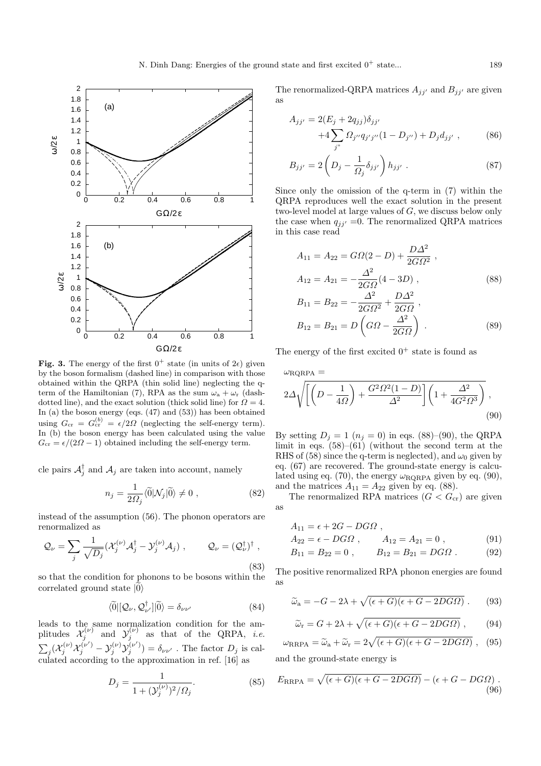**Fig. 3.** The energy of the first $0^+$ state (in units of $2\epsilon$) given by the boson formalism (dashed line) in comparison with those obtained within the QRPA (thin solid line) neglecting the q-term of the Hamiltonian (7), RPA as the sum $\omega_{\rm a} + \omega_{\rm r}$ (dash-dotted line), and the exact solution (thick solid line) for $\Omega = 4$. In (a) the boson energy (eqs. (47) and (53)) has been obtained using $G_{\rm cr} = G_{\rm cr}^{(b)} = \epsilon/2\Omega$ (neglecting the self-energy term). In (b) the boson energy has been calculated using the value $G_{\rm cr} = \epsilon/(2\Omega - 1)$ obtained including the self-energy term.

cle pairs $\mathcal{A}_j^\dagger$ and $\mathcal{A}_j$ are taken into account, namely

$$n_j = \frac{1}{2\Omega_j}\langle\widetilde{0}|\mathcal{N}_j|\widetilde{0}\rangle \neq 0 \ , \tag{82}$$

instead of the assumption (56). The phonon operators are renormalized as

$$\mathcal{Q}_\nu = \sum_j \frac{1}{\sqrt{D_j}}(\mathcal{X}_j^{(\nu)}\mathcal{A}_j^\dagger - \mathcal{Y}_j^{(\nu)}\mathcal{A}_j) \ , \qquad \mathcal{Q}_\nu = (\mathcal{Q}_\nu^\dagger)^\dagger \ , \tag{83}$$

so that the condition for phonons to be bosons within the correlated ground state $|\widetilde{0}\rangle$

$$\langle\widetilde{0}|[\mathcal{Q}_\nu, \mathcal{Q}_{\nu'}^\dagger]|\widetilde{0}\rangle = \delta_{\nu\nu'} \tag{84}$$

leads to the same normalization condition for the amplitudes $\mathcal{X}_j^{(\nu)}$ and $\mathcal{Y}_j^{(\nu)}$ as that of the QRPA, *i.e.* $\sum_j(\mathcal{X}_j^{(\nu)}\mathcal{X}_j^{(\nu')} - \mathcal{Y}_j^{(\nu)}\mathcal{Y}_j^{(\nu')}) = \delta_{\nu\nu'}$ . The factor $D_j$ is calculated according to the approximation in ref. [16] as

$$D_j = \frac{1}{1 + (\mathcal{Y}_j^{(\nu)})^2/\Omega_j}. \tag{85}$$

The renormalized-QRPA matrices $A_{jj'}$ and $B_{jj'}$ are given as

$$A_{jj'} = 2(E_j + 2q_{jj})\delta_{jj'} + 4\sum_{j''}\Omega_{j''}q_{j'j''}(1 - D_{j''}) + D_j d_{jj'} \ , \tag{86}$$

$$B_{jj'} = 2\left(D_j - \frac{1}{\Omega_j}\delta_{jj'}\right)h_{jj'} \ . \tag{87}$$

Since only the omission of the q-term in (7) within the QRPA reproduces well the exact solution in the present two-level model at large values of $G$, we discuss below only the case when $q_{jj'} = 0$. The renormalized QRPA matrices in this case read

$$\begin{aligned} A_{11} &= A_{22} = G\Omega(2 - D) + \frac{D\Delta^2}{2G\Omega^2} \ , \\ A_{12} &= A_{21} = -\frac{\Delta^2}{2G\Omega}(4 - 3D) \ , \end{aligned} \tag{88}$$

$$\begin{aligned} B_{11} &= B_{22} = -\frac{\Delta^2}{2G\Omega^2} + \frac{D\Delta^2}{2G\Omega} \ , \\ B_{12} &= B_{21} = D\left(G\Omega - \frac{\Delta^2}{2G\Omega}\right) \ . \end{aligned} \tag{89}$$

The energy of the first excited $0^+$ state is found as

$$\omega_{\rm RQRPA} = 2\Delta\sqrt{\left[\left(D - \frac{1}{4\Omega}\right) + \frac{G^2\Omega^2(1 - D)}{\Delta^2}\right]\left(1 + \frac{\Delta^2}{4G^2\Omega^3}\right)} \ , \tag{90}$$

By setting $D_j = 1$ ($n_j = 0$) in eqs. (88)–(90), the QRPA limit in eqs. (58)–(61) (without the second term at the RHS of (58) since the q-term is neglected), and $\omega_0$ given by eq. (67) are recovered. The ground-state energy is calculated using eq. (70), the energy $\omega_{\rm RQRPA}$ given by eq. (90), and the matrices $A_{11} = A_{22}$ given by eq. (88).

The renormalized RPA matrices ($G < G_{\rm cr}$) are given as

$$\begin{aligned} A_{11} &= \epsilon + 2G - DG\Omega \ , \\ A_{22} &= \epsilon - DG\Omega \ , \qquad A_{12} = A_{21} = 0 \ , \end{aligned} \tag{91}$$

$$B_{11} = B_{22} = 0 \ , \qquad B_{12} = B_{21} = DG\Omega \ . \tag{92}$$

The positive renormalized RPA phonon energies are found as

$$\widetilde{\omega}_{\rm a} = -G - 2\lambda + \sqrt{(\epsilon + G)(\epsilon + G - 2DG\Omega)} \ . \tag{93}$$

$$\widetilde{\omega}_{\rm r} = G + 2\lambda + \sqrt{(\epsilon + G)(\epsilon + G - 2DG\Omega)} \ , \tag{94}$$

$$\omega_{\rm RRPA} = \widetilde{\omega}_{\rm a} + \widetilde{\omega}_{\rm r} = 2\sqrt{(\epsilon + G)(\epsilon + G - 2DG\Omega)} \ , \tag{95}$$

and the ground-state energy is

$$E_{\rm RRPA} = \sqrt{(\epsilon + G)(\epsilon + G - 2DG\Omega)} - (\epsilon + G - DG\Omega) \ . \tag{96}$$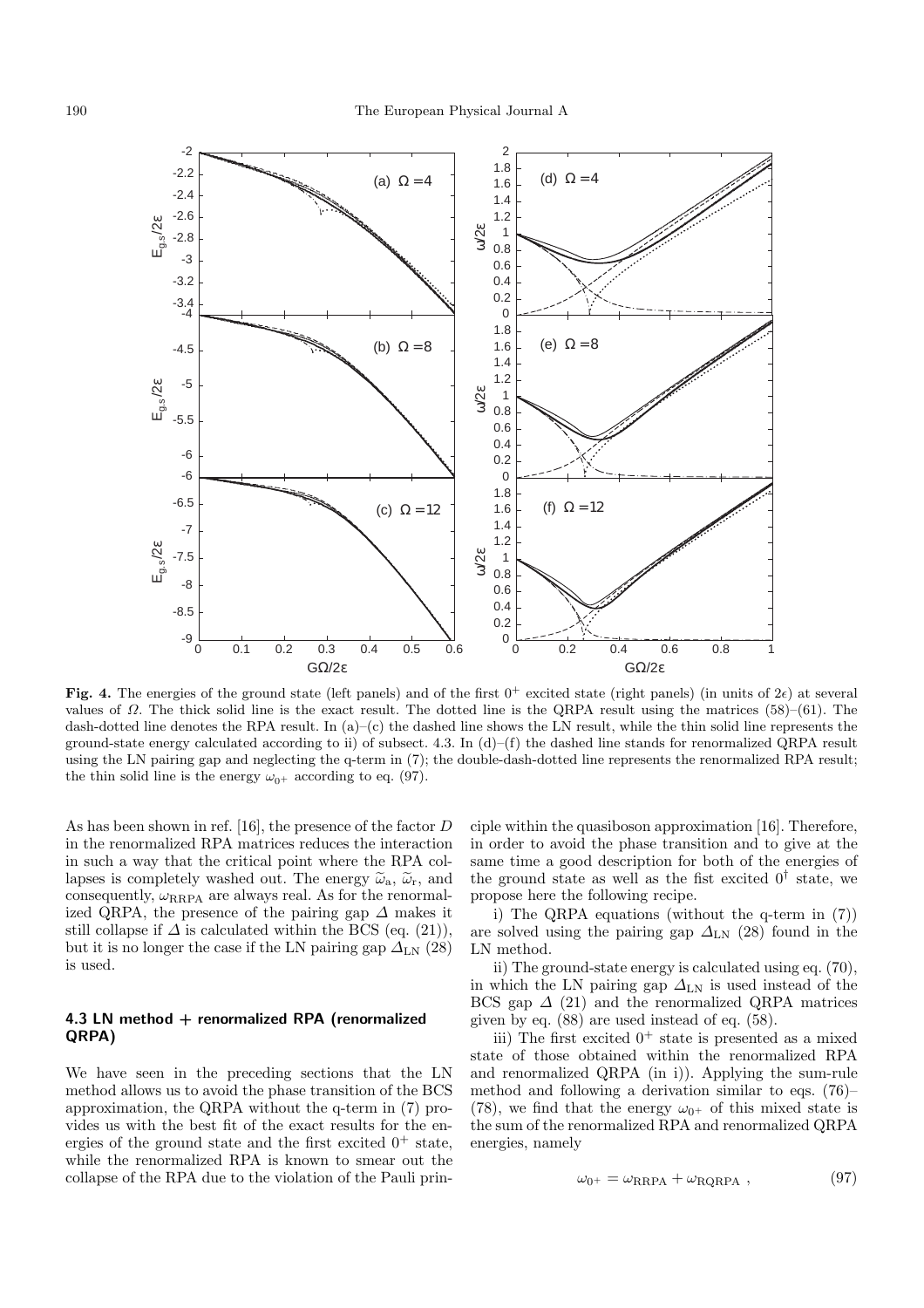**Fig. 4.** The energies of the ground state (left panels) and of the first $0^+$ excited state (right panels) (in units of $2\epsilon$) at several values of $\Omega$. The thick solid line is the exact result. The dotted line is the QRPA result using the matrices (58)–(61). The dash-dotted line denotes the RPA result. In (a)–(c) the dashed line shows the LN result, while the thin solid line represents the ground-state energy calculated according to ii) of subsect. 4.3. In (d)–(f) the dashed line stands for renormalized QRPA result using the LN pairing gap and neglecting the q-term in (7); the double-dash-dotted line represents the renormalized RPA result; the thin solid line is the energy $\omega_{0^+}$ according to eq. (97).

As has been shown in ref. [16], the presence of the factor $D$ in the renormalized RPA matrices reduces the interaction in such a way that the critical point where the RPA collapses is completely washed out. The energy $\widetilde{\omega}_a$, $\widetilde{\omega}_r$, and consequently, $\omega_{\rm RRPA}$ are always real. As for the renormalized QRPA, the presence of the pairing gap $\Delta$ makes it still collapse if $\Delta$ is calculated within the BCS (eq. (21)), but it is no longer the case if the LN pairing gap $\Delta_{\rm LN}$ (28) is used.

### 4.3 LN method + renormalized RPA (renormalized QRPA)

We have seen in the preceding sections that the LN method allows us to avoid the phase transition of the BCS approximation, the QRPA without the q-term in (7) provides us with the best fit of the exact results for the energies of the ground state and the first excited $0^+$ state, while the renormalized RPA is known to smear out the collapse of the RPA due to the violation of the Pauli principle within the quasiboson approximation [16]. Therefore, in order to avoid the phase transition and to give at the same time a good description for both of the energies of the ground state as well as the fist excited $0^\dagger$ state, we propose here the following recipe.

i) The QRPA equations (without the q-term in (7)) are solved using the pairing gap $\Delta_{\rm LN}$ (28) found in the LN method.

ii) The ground-state energy is calculated using eq. (70), in which the LN pairing gap $\Delta_{\rm LN}$ is used instead of the BCS gap $\Delta$ (21) and the renormalized QRPA matrices given by eq. (88) are used instead of eq. (58).

iii) The first excited $0^+$ state is presented as a mixed state of those obtained within the renormalized RPA and renormalized QRPA (in i)). Applying the sum-rule method and following a derivation similar to eqs. (76)–(78), we find that the energy $\omega_{0^+}$ of this mixed state is the sum of the renormalized RPA and renormalized QRPA energies, namely

$$\omega_{0^+} = \omega_{\rm RRPA} + \omega_{\rm RQRPA} \ , \tag{97}$$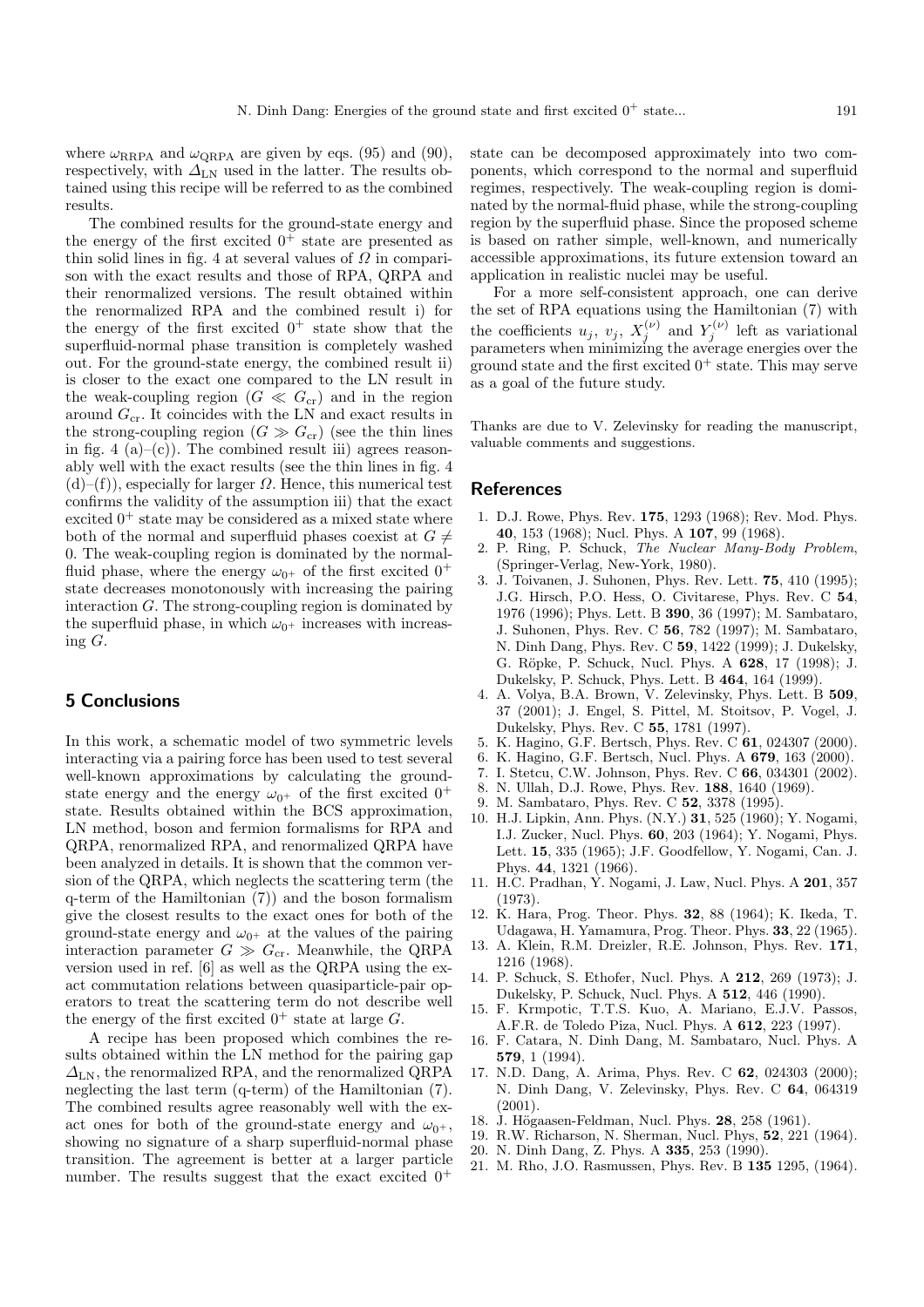where $\omega_{\rm RRPA}$ and $\omega_{\rm QRPA}$ are given by eqs. (95) and (90), respectively, with $\Delta_{\rm LN}$ used in the latter. The results obtained using this recipe will be referred to as the combined results.

The combined results for the ground-state energy and the energy of the first excited $0^+$ state are presented as thin solid lines in fig. 4 at several values of $\Omega$ in comparison with the exact results and those of RPA, QRPA and their renormalized versions. The result obtained within the renormalized RPA and the combined result i) for the energy of the first excited $0^+$ state show that the superfluid-normal phase transition is completely washed out. For the ground-state energy, the combined result ii) is closer to the exact one compared to the LN result in the weak-coupling region ($G \ll G_{\rm cr}$) and in the region around $G_{\rm cr}$. It coincides with the LN and exact results in the strong-coupling region ($G \gg G_{\rm cr}$) (see the thin lines in fig. 4 (a)–(c)). The combined result iii) agrees reasonably well with the exact results (see the thin lines in fig. 4 (d)–(f)), especially for larger $\Omega$. Hence, this numerical test confirms the validity of the assumption iii) that the exact excited $0^+$ state may be considered as a mixed state where both of the normal and superfluid phases coexist at $G \neq 0$. The weak-coupling region is dominated by the normal-fluid phase, where the energy $\omega_{0^+}$ of the first excited $0^+$ state decreases monotonously with increasing the pairing interaction $G$. The strong-coupling region is dominated by the superfluid phase, in which $\omega_{0^+}$ increases with increasing $G$.

## 5 Conclusions

In this work, a schematic model of two symmetric levels interacting via a pairing force has been used to test several well-known approximations by calculating the ground-state energy and the energy $\omega_{0^+}$ of the first excited $0^+$ state. Results obtained within the BCS approximation, LN method, boson and fermion formalisms for RPA and QRPA, renormalized RPA, and renormalized QRPA have been analyzed in details. It is shown that the common version of the QRPA, which neglects the scattering term (the q-term of the Hamiltonian (7)) and the boson formalism give the closest results to the exact ones for both of the ground-state energy and $\omega_{0^+}$ at the values of the pairing interaction parameter $G \gg G_{\rm cr}$. Meanwhile, the QRPA version used in ref. [6] as well as the QRPA using the exact commutation relations between quasiparticle-pair operators to treat the scattering term do not describe well the energy of the first excited $0^+$ state at large $G$.

A recipe has been proposed which combines the results obtained within the LN method for the pairing gap $\Delta_{\rm LN}$, the renormalized RPA, and the renormalized QRPA neglecting the last term (q-term) of the Hamiltonian (7). The combined results agree reasonably well with the exact ones for both of the ground-state energy and $\omega_{0^+}$, showing no signature of a sharp superfluid-normal phase transition. The agreement is better at a larger particle number. The results suggest that the exact excited $0^+$ state can be decomposed approximately into two components, which correspond to the normal and superfluid regimes, respectively. The weak-coupling region is dominated by the normal-fluid phase, while the strong-coupling region by the superfluid phase. Since the proposed scheme is based on rather simple, well-known, and numerically accessible approximations, its future extension toward an application in realistic nuclei may be useful.

For a more self-consistent approach, one can derive the set of RPA equations using the Hamiltonian (7) with the coefficients $u_j$, $v_j$, $X_j^{(\nu)}$ and $Y_j^{(\nu)}$ left as variational parameters when minimizing the average energies over the ground state and the first excited $0^+$ state. This may serve as a goal of the future study.

Thanks are due to V. Zelevinsky for reading the manuscript, valuable comments and suggestions.

## References

1. D.J. Rowe, Phys. Rev. **175**, 1293 (1968); Rev. Mod. Phys. **40**, 153 (1968); Nucl. Phys. A **107**, 99 (1968).
2. P. Ring, P. Schuck, *The Nuclear Many-Body Problem*, (Springer-Verlag, New-York, 1980).
3. J. Toivanen, J. Suhonen, Phys. Rev. Lett. **75**, 410 (1995); J.G. Hirsch, P.O. Hess, O. Civitarese, Phys. Rev. C **54**, 1976 (1996); Phys. Lett. B **390**, 36 (1997); M. Sambataro, J. Suhonen, Phys. Rev. C **56**, 782 (1997); M. Sambataro, N. Dinh Dang, Phys. Rev. C **59**, 1422 (1999); J. Dukelsky, G. Röpke, P. Schuck, Nucl. Phys. A **628**, 17 (1998); J. Dukelsky, P. Schuck, Phys. Lett. B **464**, 164 (1999).
4. A. Volya, B.A. Brown, V. Zelevinsky, Phys. Lett. B **509**, 37 (2001); J. Engel, S. Pittel, M. Stoitsov, P. Vogel, J. Dukelsky, Phys. Rev. C **55**, 1781 (1997).
5. K. Hagino, G.F. Bertsch, Phys. Rev. C **61**, 024307 (2000).
6. K. Hagino, G.F. Bertsch, Nucl. Phys. A **679**, 163 (2000).
7. I. Stetcu, C.W. Johnson, Phys. Rev. C **66**, 034301 (2002).
8. N. Ullah, D.J. Rowe, Phys. Rev. **188**, 1640 (1969).
9. M. Sambataro, Phys. Rev. C **52**, 3378 (1995).
10. H.J. Lipkin, Ann. Phys. (N.Y.) **31**, 525 (1960); Y. Nogami, I.J. Zucker, Nucl. Phys. **60**, 203 (1964); Y. Nogami, Phys. Lett. **15**, 335 (1965); J.F. Goodfellow, Y. Nogami, Can. J. Phys. **44**, 1321 (1966).
11. H.C. Pradhan, Y. Nogami, J. Law, Nucl. Phys. A **201**, 357 (1973).
12. K. Hara, Prog. Theor. Phys. **32**, 88 (1964); K. Ikeda, T. Udagawa, H. Yamamura, Prog. Theor. Phys. **33**, 22 (1965).
13. A. Klein, R.M. Dreizler, R.E. Johnson, Phys. Rev. **171**, 1216 (1968).
14. P. Schuck, S. Ethofer, Nucl. Phys. A **212**, 269 (1973); J. Dukelsky, P. Schuck, Nucl. Phys. A **512**, 446 (1990).
15. F. Krmpotic, T.T.S. Kuo, A. Mariano, E.J.V. Passos, A.F.R. de Toledo Piza, Nucl. Phys. A **612**, 223 (1997).
16. F. Catara, N. Dinh Dang, M. Sambataro, Nucl. Phys. A **579**, 1 (1994).
17. N.D. Dang, A. Arima, Phys. Rev. C **62**, 024303 (2000); N. Dinh Dang, V. Zelevinsky, Phys. Rev. C **64**, 064319 (2001).
18. J. Högaasen-Feldman, Nucl. Phys. **28**, 258 (1961).
19. R.W. Richarson, N. Sherman, Nucl. Phys, **52**, 221 (1964).
20. N. Dinh Dang, Z. Phys. A **335**, 253 (1990).
21. M. Rho, J.O. Rasmussen, Phys. Rev. B **135** 1295, (1964).